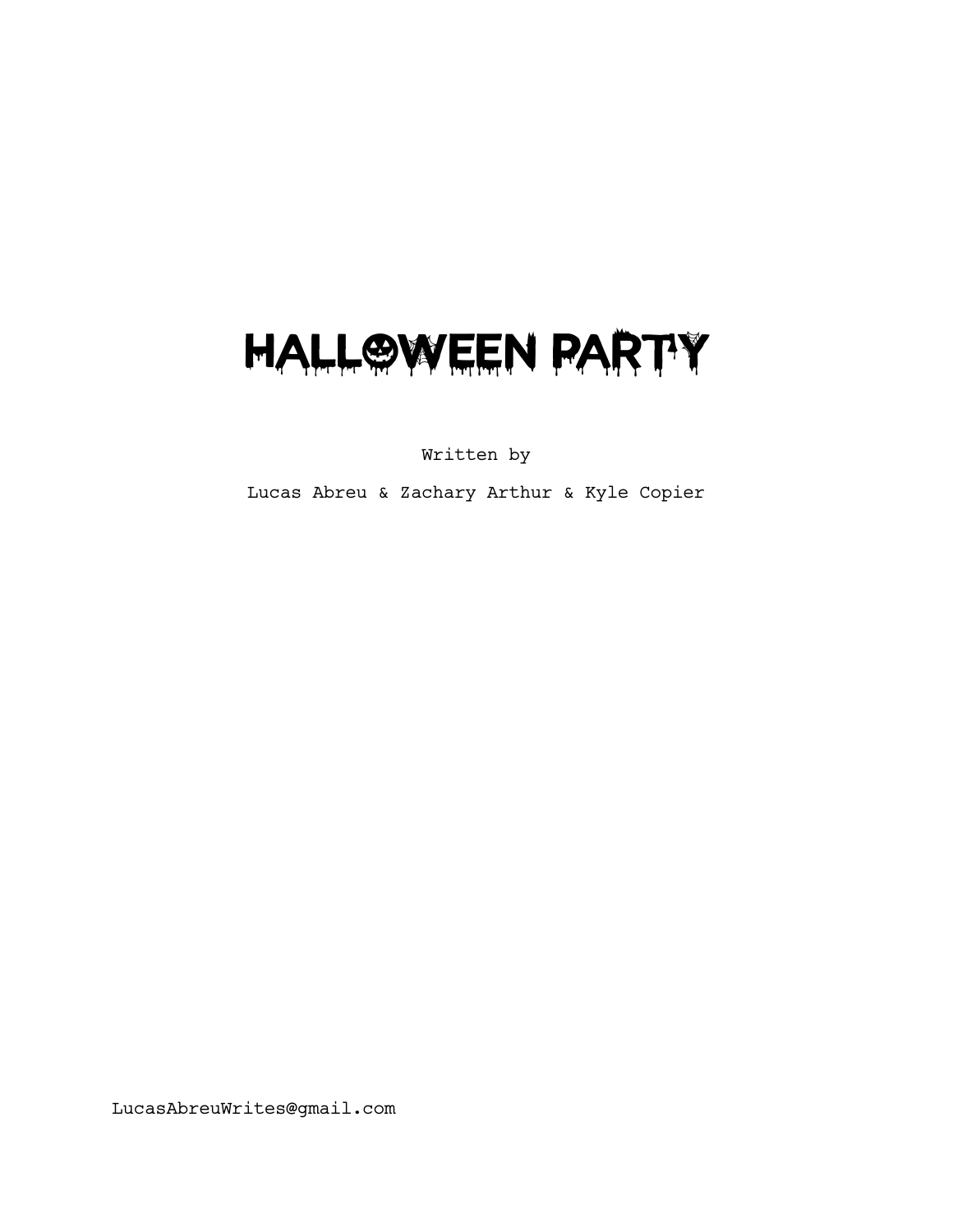# HALLOWEEN PARTY

Written by

Lucas Abreu & Zachary Arthur & Kyle Copier

LucasAbreuWrites@gmail.com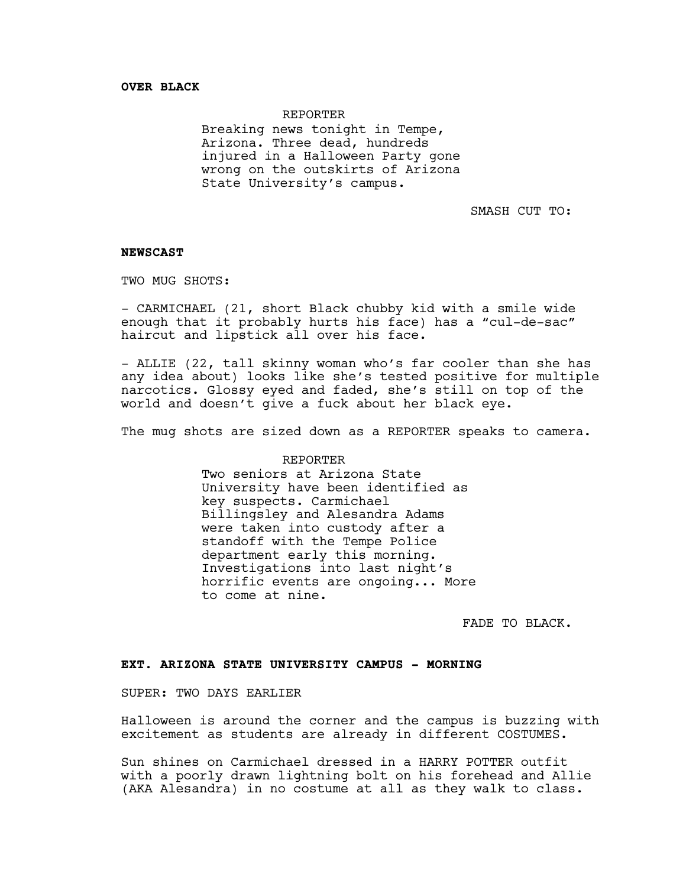**OVER BLACK**

REPORTER
Breaking news tonight in Tempe, Arizona. Three dead, hundreds injured in a Halloween Party gone wrong on the outskirts of Arizona State University's campus.

SMASH CUT TO:

**NEWSCAST**

TWO MUG SHOTS:

- CARMICHAEL (21, short Black chubby kid with a smile wide enough that it probably hurts his face) has a "cul-de-sac" haircut and lipstick all over his face.

- ALLIE (22, tall skinny woman who's far cooler than she has any idea about) looks like she's tested positive for multiple narcotics. Glossy eyed and faded, she's still on top of the world and doesn't give a fuck about her black eye.

The mug shots are sized down as a REPORTER speaks to camera.

REPORTER
Two seniors at Arizona State University have been identified as key suspects. Carmichael Billingsley and Alesandra Adams were taken into custody after a standoff with the Tempe Police department early this morning. Investigations into last night's horrific events are ongoing... More to come at nine.

FADE TO BLACK.

**EXT. ARIZONA STATE UNIVERSITY CAMPUS - MORNING**

SUPER: TWO DAYS EARLIER

Halloween is around the corner and the campus is buzzing with excitement as students are already in different COSTUMES.

Sun shines on Carmichael dressed in a HARRY POTTER outfit with a poorly drawn lightning bolt on his forehead and Allie (AKA Alesandra) in no costume at all as they walk to class.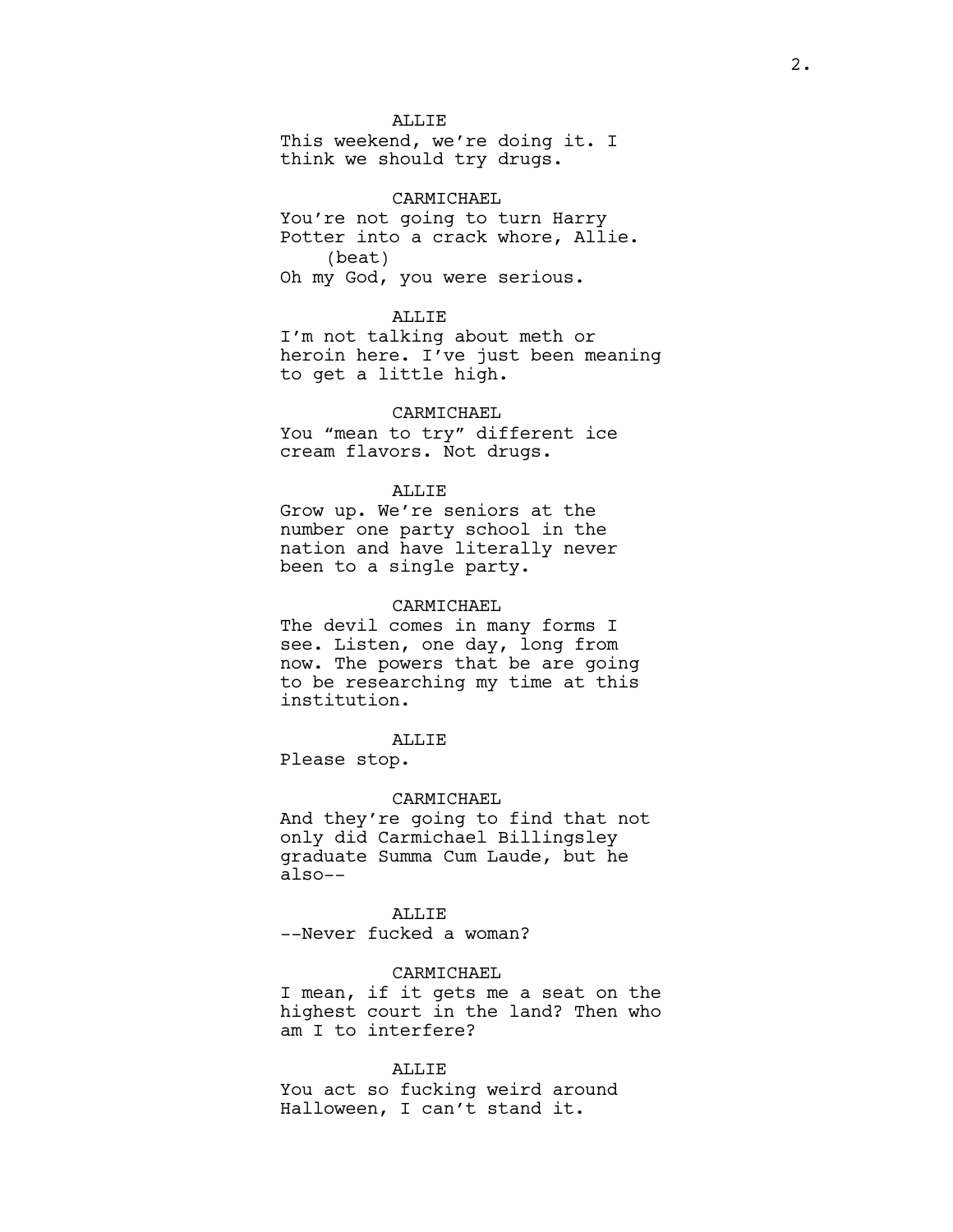ALLIE
This weekend, we're doing it. I think we should try drugs.

CARMICHAEL
You're not going to turn Harry Potter into a crack whore, Allie.
(beat)
Oh my God, you were serious.

ALLIE
I'm not talking about meth or heroin here. I've just been meaning to get a little high.

CARMICHAEL
You "mean to try" different ice cream flavors. Not drugs.

ALLIE
Grow up. We're seniors at the number one party school in the nation and have literally never been to a single party.

CARMICHAEL
The devil comes in many forms I see. Listen, one day, long from now. The powers that be are going to be researching my time at this institution.

ALLIE
Please stop.

CARMICHAEL
And they're going to find that not only did Carmichael Billingsley graduate Summa Cum Laude, but he also--

ALLIE
--Never fucked a woman?

CARMICHAEL
I mean, if it gets me a seat on the highest court in the land? Then who am I to interfere?

ALLIE
You act so fucking weird around Halloween, I can't stand it.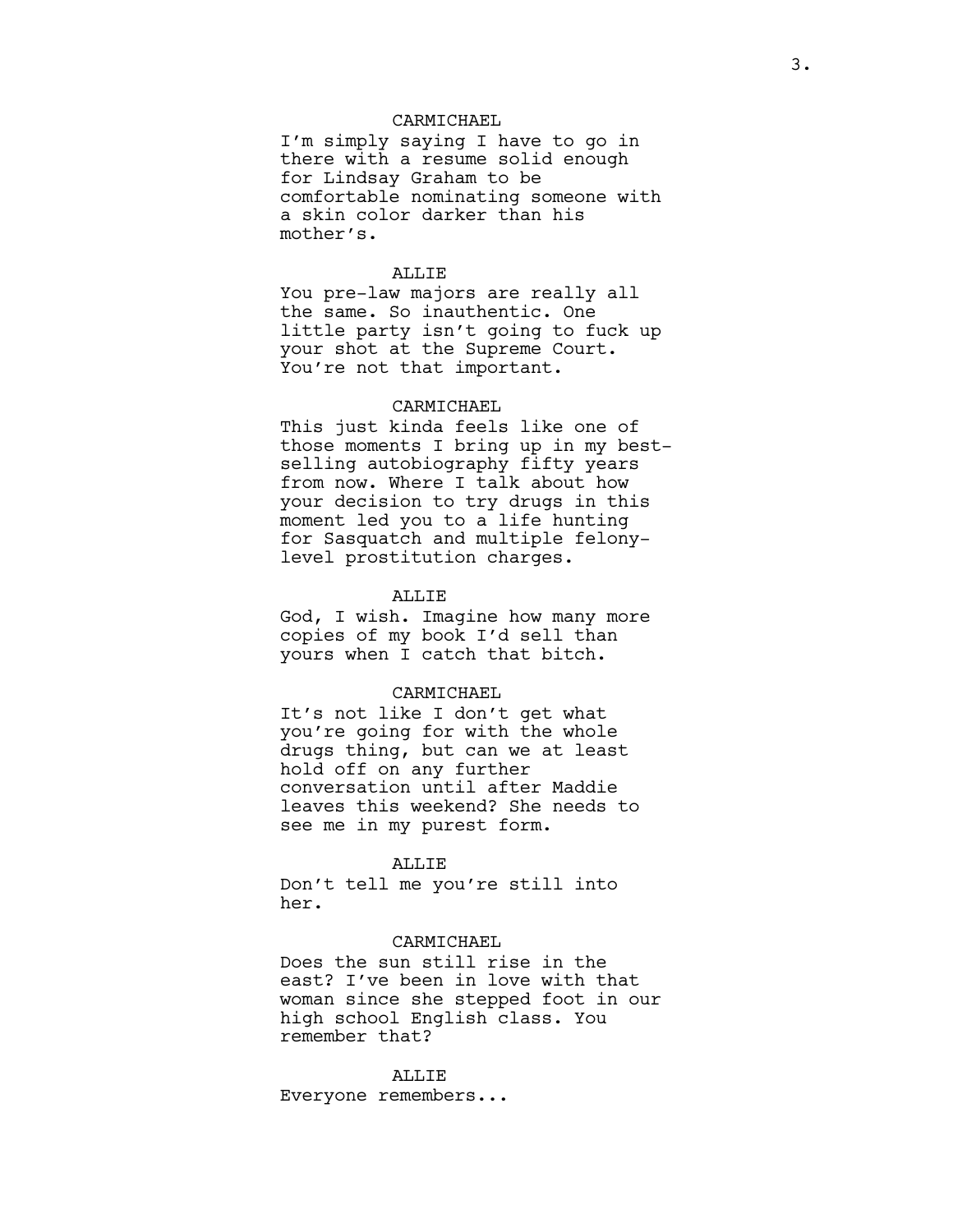CARMICHAEL

I'm simply saying I have to go in there with a resume solid enough for Lindsay Graham to be comfortable nominating someone with a skin color darker than his mother's.

ALLIE

You pre-law majors are really all the same. So inauthentic. One little party isn't going to fuck up your shot at the Supreme Court. You're not that important.

CARMICHAEL

This just kinda feels like one of those moments I bring up in my best-selling autobiography fifty years from now. Where I talk about how your decision to try drugs in this moment led you to a life hunting for Sasquatch and multiple felony-level prostitution charges.

ALLIE

God, I wish. Imagine how many more copies of my book I'd sell than yours when I catch that bitch.

CARMICHAEL

It's not like I don't get what you're going for with the whole drugs thing, but can we at least hold off on any further conversation until after Maddie leaves this weekend? She needs to see me in my purest form.

ALLIE

Don't tell me you're still into her.

CARMICHAEL

Does the sun still rise in the east? I've been in love with that woman since she stepped foot in our high school English class. You remember that?

ALLIE

Everyone remembers...